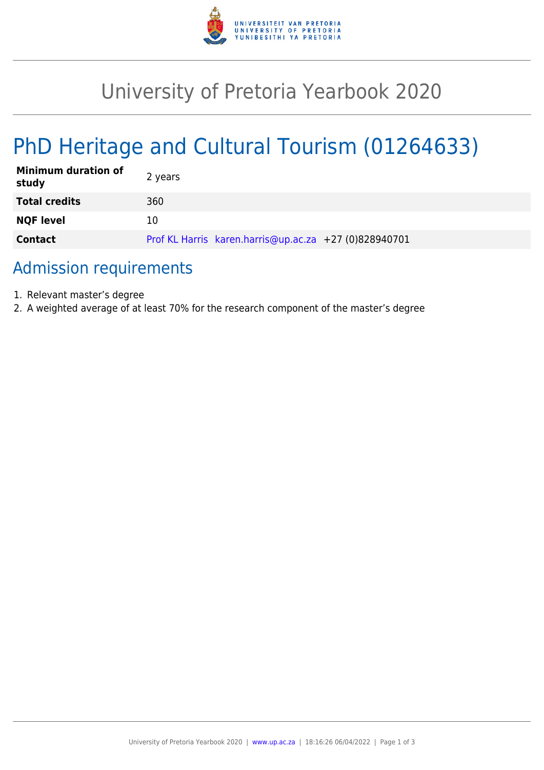# University of Pretoria Yearbook 2020

# PhD Heritage and Cultural Tourism (01264633)

| | |
|---|---|
| **Minimum duration of study** | 2 years |
| **Total credits** | 360 |
| **NQF level** | 10 |
| **Contact** | Prof KL Harris karen.harris@up.ac.za +27 (0)828940701 |

## Admission requirements

1. Relevant master's degree
2. A weighted average of at least 70% for the research component of the master's degree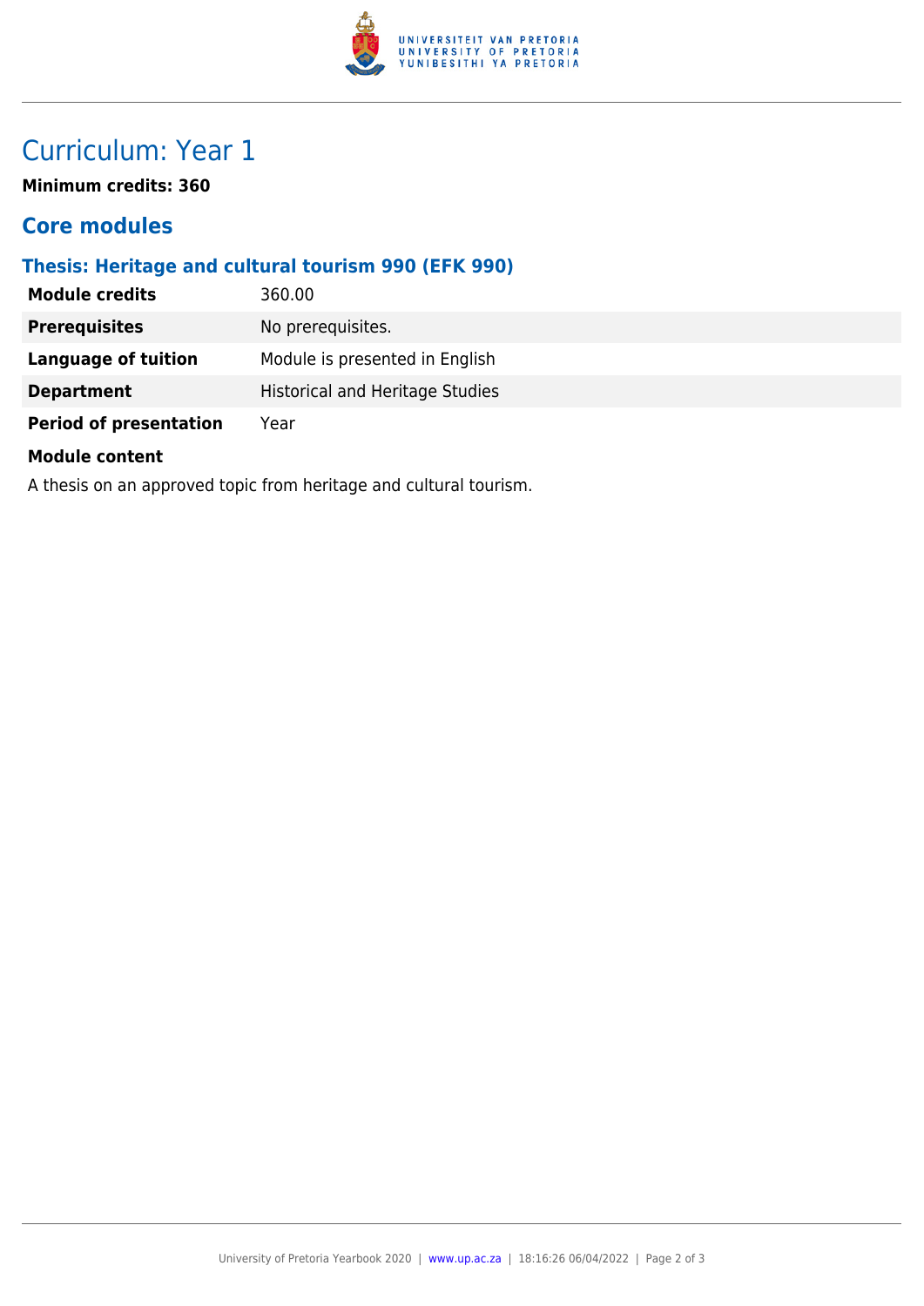# Curriculum: Year 1

**Minimum credits: 360**

## Core modules

### Thesis: Heritage and cultural tourism 990 (EFK 990)

| | |
|---|---|
| **Module credits** | 360.00 |
| **Prerequisites** | No prerequisites. |
| **Language of tuition** | Module is presented in English |
| **Department** | Historical and Heritage Studies |
| **Period of presentation** | Year |

**Module content**

A thesis on an approved topic from heritage and cultural tourism.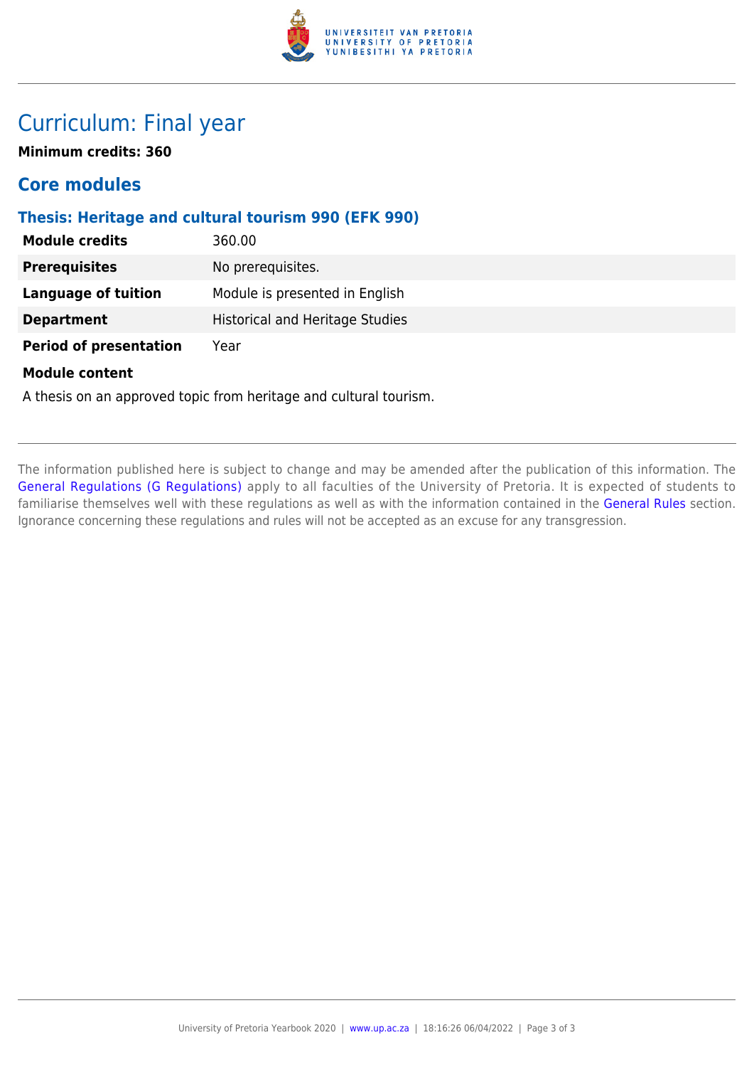# Curriculum: Final year

**Minimum credits: 360**

## Core modules

### Thesis: Heritage and cultural tourism 990 (EFK 990)

| | |
|---|---|
| **Module credits** | 360.00 |
| **Prerequisites** | No prerequisites. |
| **Language of tuition** | Module is presented in English |
| **Department** | Historical and Heritage Studies |
| **Period of presentation** | Year |

**Module content**

A thesis on an approved topic from heritage and cultural tourism.

The information published here is subject to change and may be amended after the publication of this information. The General Regulations (G Regulations) apply to all faculties of the University of Pretoria. It is expected of students to familiarise themselves well with these regulations as well as with the information contained in the General Rules section. Ignorance concerning these regulations and rules will not be accepted as an excuse for any transgression.